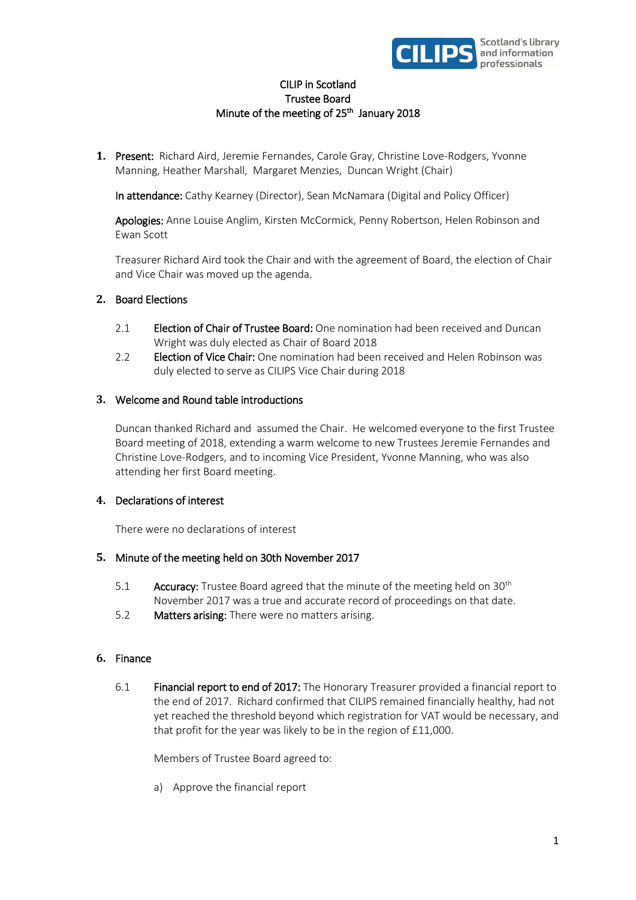CILIP in Scotland
Trustee Board
Minute of the meeting of 25th January 2018

**1.** **Present:** Richard Aird, Jeremie Fernandes, Carole Gray, Christine Love-Rodgers, Yvonne Manning, Heather Marshall, Margaret Menzies, Duncan Wright (Chair)

**In attendance:** Cathy Kearney (Director), Sean McNamara (Digital and Policy Officer)

**Apologies:** Anne Louise Anglim, Kirsten McCormick, Penny Robertson, Helen Robinson and Ewan Scott

Treasurer Richard Aird took the Chair and with the agreement of Board, the election of Chair and Vice Chair was moved up the agenda.

## 2. Board Elections

2.1 **Election of Chair of Trustee Board:** One nomination had been received and Duncan Wright was duly elected as Chair of Board 2018

2.2 **Election of Vice Chair:** One nomination had been received and Helen Robinson was duly elected to serve as CILIPS Vice Chair during 2018

## 3. Welcome and Round table introductions

Duncan thanked Richard and assumed the Chair. He welcomed everyone to the first Trustee Board meeting of 2018, extending a warm welcome to new Trustees Jeremie Fernandes and Christine Love-Rodgers, and to incoming Vice President, Yvonne Manning, who was also attending her first Board meeting.

## 4. Declarations of interest

There were no declarations of interest

## 5. Minute of the meeting held on 30th November 2017

5.1 **Accuracy:** Trustee Board agreed that the minute of the meeting held on 30th November 2017 was a true and accurate record of proceedings on that date.

5.2 **Matters arising:** There were no matters arising.

## 6. Finance

6.1 **Financial report to end of 2017:** The Honorary Treasurer provided a financial report to the end of 2017. Richard confirmed that CILIPS remained financially healthy, had not yet reached the threshold beyond which registration for VAT would be necessary, and that profit for the year was likely to be in the region of £11,000.

Members of Trustee Board agreed to:

a) Approve the financial report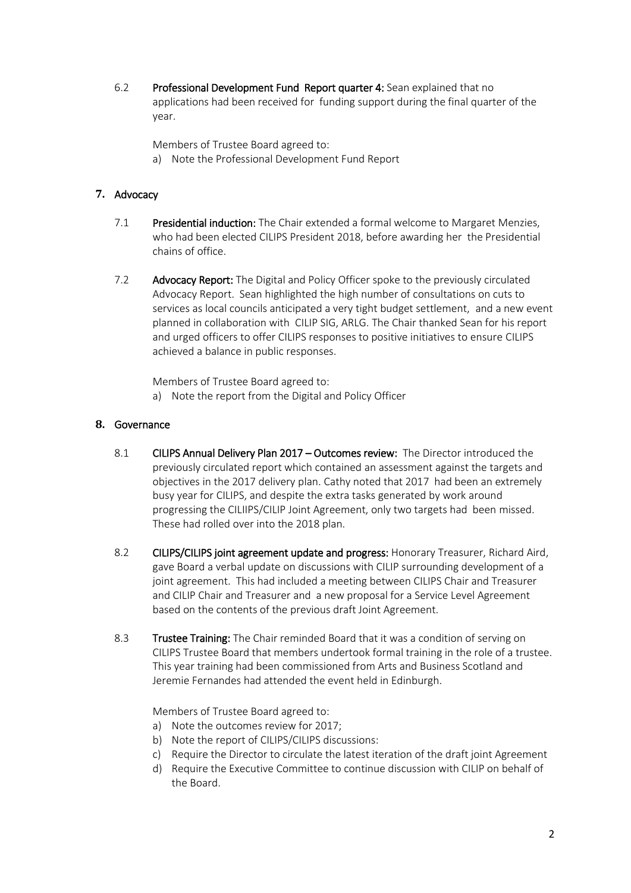6.2 **Professional Development Fund Report quarter 4:** Sean explained that no applications had been received for funding support during the final quarter of the year.

Members of Trustee Board agreed to:

a) Note the Professional Development Fund Report

## 7. Advocacy

7.1 **Presidential induction:** The Chair extended a formal welcome to Margaret Menzies, who had been elected CILIPS President 2018, before awarding her the Presidential chains of office.

7.2 **Advocacy Report:** The Digital and Policy Officer spoke to the previously circulated Advocacy Report. Sean highlighted the high number of consultations on cuts to services as local councils anticipated a very tight budget settlement, and a new event planned in collaboration with CILIP SIG, ARLG. The Chair thanked Sean for his report and urged officers to offer CILIPS responses to positive initiatives to ensure CILIPS achieved a balance in public responses.

Members of Trustee Board agreed to:

a) Note the report from the Digital and Policy Officer

## 8. Governance

8.1 **CILIPS Annual Delivery Plan 2017 – Outcomes review:** The Director introduced the previously circulated report which contained an assessment against the targets and objectives in the 2017 delivery plan. Cathy noted that 2017 had been an extremely busy year for CILIPS, and despite the extra tasks generated by work around progressing the CILIIPS/CILIP Joint Agreement, only two targets had been missed. These had rolled over into the 2018 plan.

8.2 **CILIPS/CILIPS joint agreement update and progress:** Honorary Treasurer, Richard Aird, gave Board a verbal update on discussions with CILIP surrounding development of a joint agreement. This had included a meeting between CILIPS Chair and Treasurer and CILIP Chair and Treasurer and a new proposal for a Service Level Agreement based on the contents of the previous draft Joint Agreement.

8.3 **Trustee Training:** The Chair reminded Board that it was a condition of serving on CILIPS Trustee Board that members undertook formal training in the role of a trustee. This year training had been commissioned from Arts and Business Scotland and Jeremie Fernandes had attended the event held in Edinburgh.

Members of Trustee Board agreed to:

a) Note the outcomes review for 2017;
b) Note the report of CILIPS/CILIPS discussions:
c) Require the Director to circulate the latest iteration of the draft joint Agreement
d) Require the Executive Committee to continue discussion with CILIP on behalf of the Board.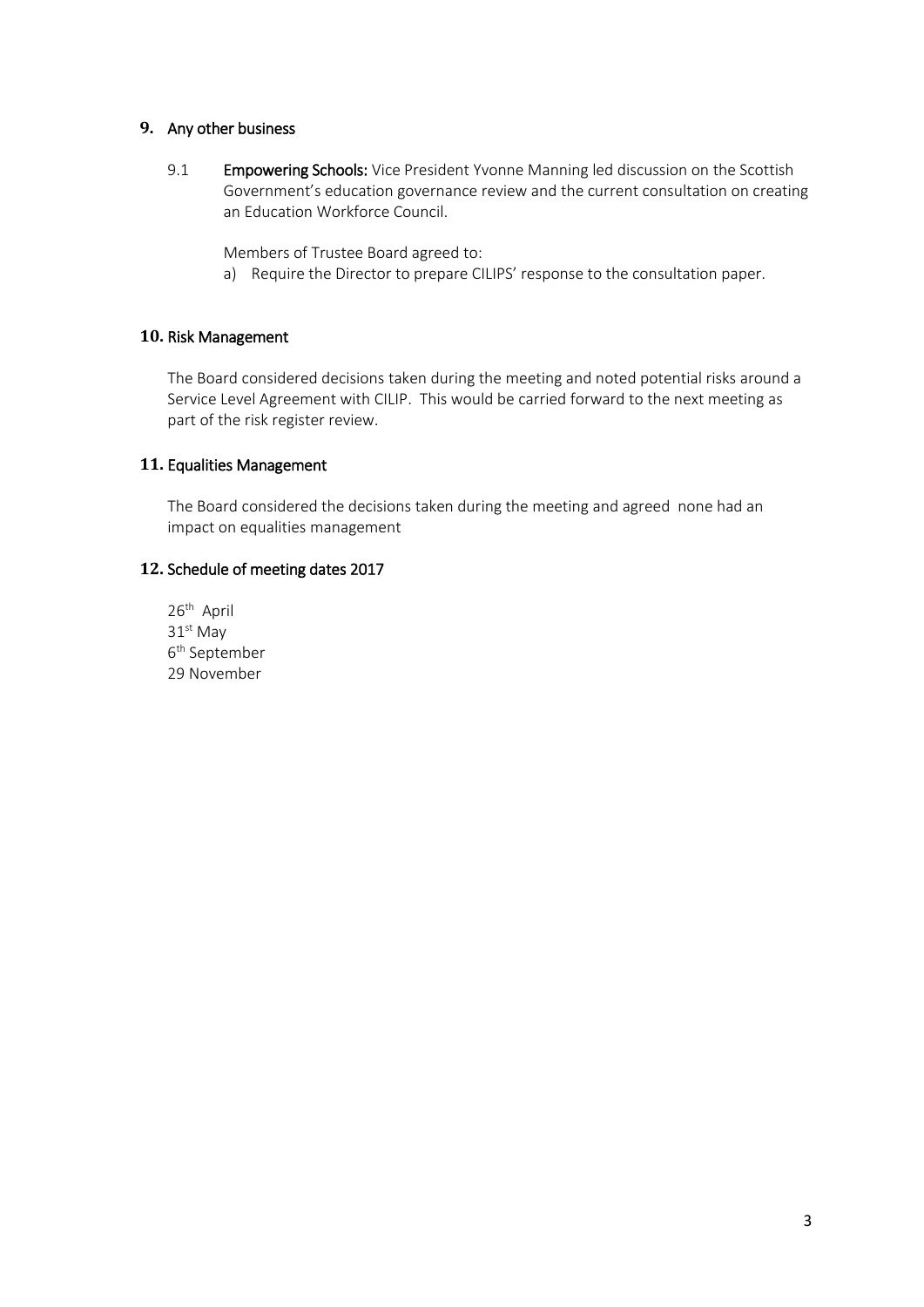## 9. Any other business

9.1 **Empowering Schools:** Vice President Yvonne Manning led discussion on the Scottish Government's education governance review and the current consultation on creating an Education Workforce Council.

Members of Trustee Board agreed to:

a) Require the Director to prepare CILIPS' response to the consultation paper.

## 10. Risk Management

The Board considered decisions taken during the meeting and noted potential risks around a Service Level Agreement with CILIP. This would be carried forward to the next meeting as part of the risk register review.

## 11. Equalities Management

The Board considered the decisions taken during the meeting and agreed none had an impact on equalities management

## 12. Schedule of meeting dates 2017

26th April
31st May
6th September
29 November